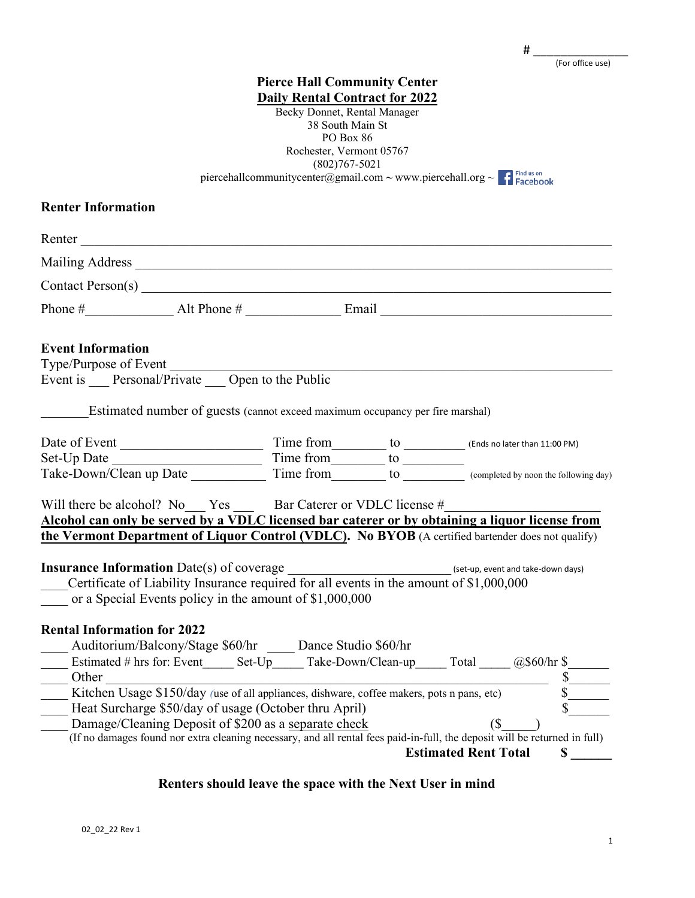# _______________
(For office use)

**Pierce Hall Community Center**
**Daily Rental Contract for 2022**
Becky Donnet, Rental Manager
38 South Main St
PO Box 86
Rochester, Vermont 05767
(802)767-5021
piercehallcommunitycenter@gmail.com ~ www.piercehall.org ~ Find us on Facebook

## Renter Information

Renter ___________________________________________________________________________

Mailing Address ____________________________________________________________________

Contact Person(s) ___________________________________________________________________

Phone #_____________ Alt Phone # ______________ Email __________________________________

## Event Information

Type/Purpose of Event ________________________________________________________________

Event is ___ Personal/Private ___ Open to the Public

_______Estimated number of guests (cannot exceed maximum occupancy per fire marshal)

Date of Event ____________________ Time from________ to _________ (Ends no later than 11:00 PM)
Set-Up Date _____________________ Time from________ to _________
Take-Down/Clean up Date ___________ Time from________ to _________ (completed by noon the following day)

Will there be alcohol? No___ Yes ___ Bar Caterer or VDLC license #______________________

**Alcohol can only be served by a VDLC licensed bar caterer or by obtaining a liquor license from the Vermont Department of Liquor Control (VDLC). No BYOB** (A certified bartender does not qualify)

**Insurance Information** Date(s) of coverage ________________________ (set-up, event and take-down days)
____Certificate of Liability Insurance required for all events in the amount of $1,000,000
____ or a Special Events policy in the amount of $1,000,000

## Rental Information for 2022

____ Auditorium/Balcony/Stage $60/hr ____ Dance Studio $60/hr
____ Estimated # hrs for: Event_____ Set-Up_____ Take-Down/Clean-up_____ Total _____ @$60/hr $______
____ Other __________________________________________________________________ $______
____ Kitchen Usage $150/day (use of all appliances, dishware, coffee makers, pots n pans, etc) $______
____ Heat Surcharge $50/day of usage (October thru April) $______
____ Damage/Cleaning Deposit of $200 as a separate check ($_____)
(If no damages found nor extra cleaning necessary, and all rental fees paid-in-full, the deposit will be returned in full)

**Estimated Rent Total $ ______**

**Renters should leave the space with the Next User in mind**

02_02_22 Rev 1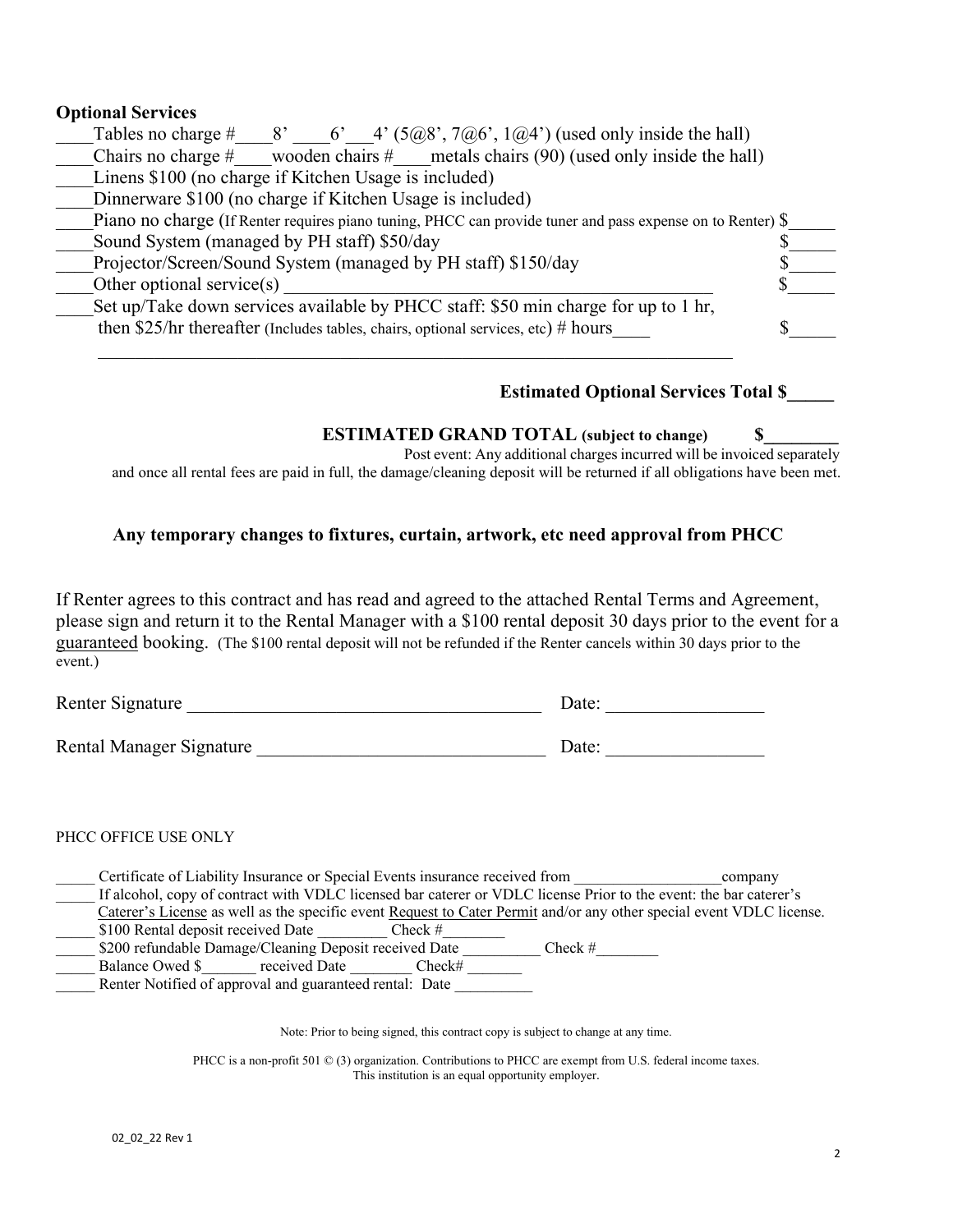**Optional Services**

____Tables no charge #____8' ____6'___4' (5@8', 7@6', 1@4') (used only inside the hall)
____Chairs no charge #____wooden chairs #____metals chairs (90) (used only inside the hall)
____Linens $100 (no charge if Kitchen Usage is included)
____Dinnerware $100 (no charge if Kitchen Usage is included)
____Piano no charge (If Renter requires piano tuning, PHCC can provide tuner and pass expense on to Renter) $_____
____Sound System (managed by PH staff) $50/day $_____
____Projector/Screen/Sound System (managed by PH staff) $150/day $_____
____Other optional service(s) ____________________________________________ $_____
____Set up/Take down services available by PHCC staff: $50 min charge for up to 1 hr, then $25/hr thereafter (Includes tables, chairs, optional services, etc) # hours____ $_____
______________________________________________________________________

**Estimated Optional Services Total $_____**

**ESTIMATED GRAND TOTAL (subject to change) $________**

Post event: Any additional charges incurred will be invoiced separately and once all rental fees are paid in full, the damage/cleaning deposit will be returned if all obligations have been met.

**Any temporary changes to fixtures, curtain, artwork, etc need approval from PHCC**

If Renter agrees to this contract and has read and agreed to the attached Rental Terms and Agreement, please sign and return it to the Rental Manager with a $100 rental deposit 30 days prior to the event for a guaranteed booking. (The $100 rental deposit will not be refunded if the Renter cancels within 30 days prior to the event.)

Renter Signature ______________________________________ Date: ________________

Rental Manager Signature _______________________________ Date: ________________

PHCC OFFICE USE ONLY

_____ Certificate of Liability Insurance or Special Events insurance received from __________________company
_____ If alcohol, copy of contract with VDLC licensed bar caterer or VDLC license Prior to the event: the bar caterer's Caterer's License as well as the specific event Request to Cater Permit and/or any other special event VDLC license.
_____ $100 Rental deposit received Date _________ Check #________
_____ $200 refundable Damage/Cleaning Deposit received Date __________ Check #________
_____ Balance Owed $_______ received Date ________ Check# _______
_____ Renter Notified of approval and guaranteed rental: Date __________

Note: Prior to being signed, this contract copy is subject to change at any time.

PHCC is a non-profit 501 © (3) organization. Contributions to PHCC are exempt from U.S. federal income taxes. This institution is an equal opportunity employer.

02_02_22 Rev 1